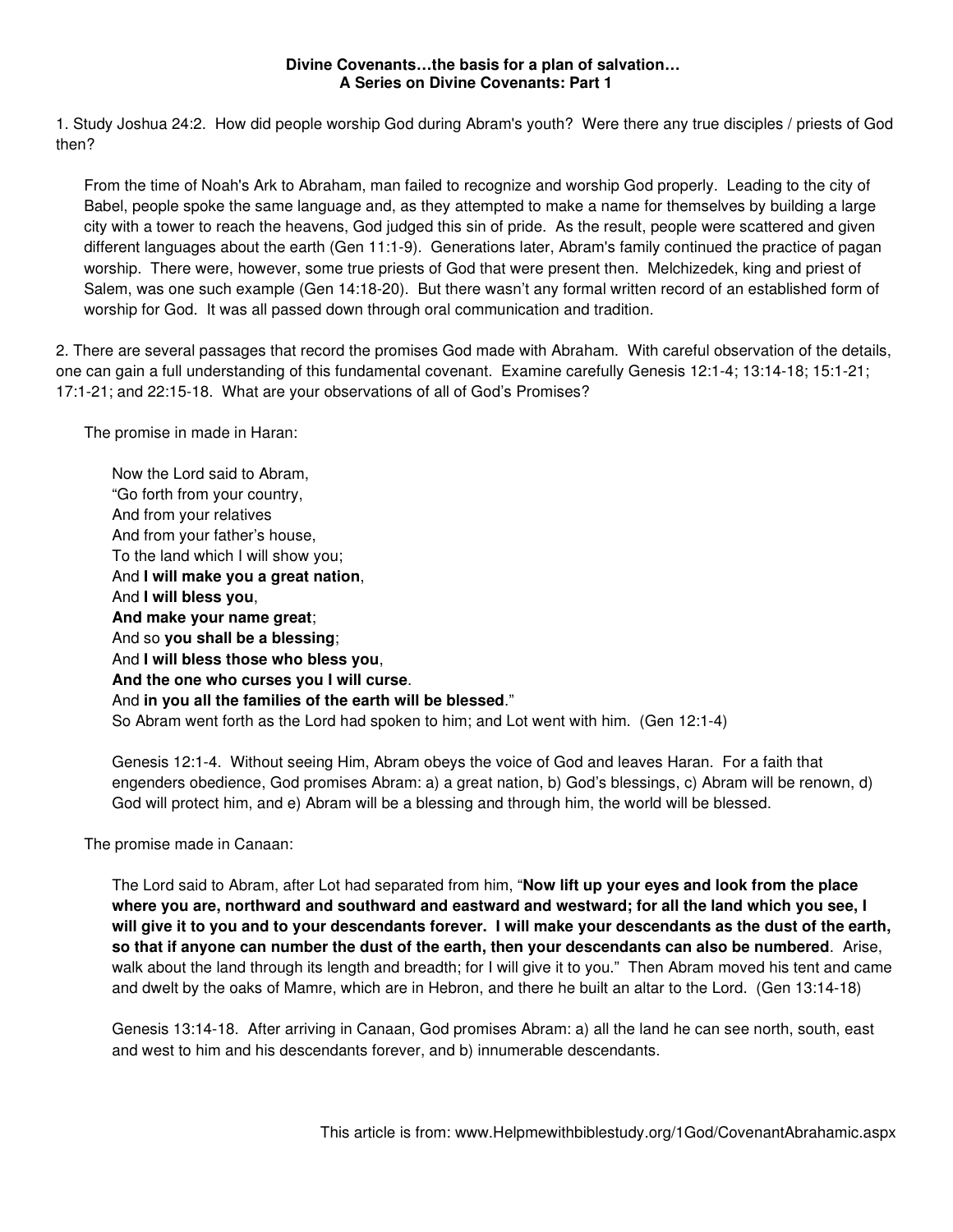**Divine Covenants…the basis for a plan of salvation…**
**A Series on Divine Covenants: Part 1**

1. Study Joshua 24:2. How did people worship God during Abram's youth? Were there any true disciples / priests of God then?

From the time of Noah's Ark to Abraham, man failed to recognize and worship God properly. Leading to the city of Babel, people spoke the same language and, as they attempted to make a name for themselves by building a large city with a tower to reach the heavens, God judged this sin of pride. As the result, people were scattered and given different languages about the earth (Gen 11:1-9). Generations later, Abram's family continued the practice of pagan worship. There were, however, some true priests of God that were present then. Melchizedek, king and priest of Salem, was one such example (Gen 14:18-20). But there wasn't any formal written record of an established form of worship for God. It was all passed down through oral communication and tradition.

2. There are several passages that record the promises God made with Abraham. With careful observation of the details, one can gain a full understanding of this fundamental covenant. Examine carefully Genesis 12:1-4; 13:14-18; 15:1-21; 17:1-21; and 22:15-18. What are your observations of all of God's Promises?

The promise in made in Haran:

> Now the Lord said to Abram,
> "Go forth from your country,
> And from your relatives
> And from your father's house,
> To the land which I will show you;
> And **I will make you a great nation**,
> And **I will bless you**,
> **And make your name great**;
> And so **you shall be a blessing**;
> And **I will bless those who bless you**,
> **And the one who curses you I will curse**.
> And **in you all the families of the earth will be blessed**."
> So Abram went forth as the Lord had spoken to him; and Lot went with him. (Gen 12:1-4)

Genesis 12:1-4. Without seeing Him, Abram obeys the voice of God and leaves Haran. For a faith that engenders obedience, God promises Abram: a) a great nation, b) God's blessings, c) Abram will be renown, d) God will protect him, and e) Abram will be a blessing and through him, the world will be blessed.

The promise made in Canaan:

> The Lord said to Abram, after Lot had separated from him, "**Now lift up your eyes and look from the place where you are, northward and southward and eastward and westward; for all the land which you see, I will give it to you and to your descendants forever. I will make your descendants as the dust of the earth, so that if anyone can number the dust of the earth, then your descendants can also be numbered**. Arise, walk about the land through its length and breadth; for I will give it to you." Then Abram moved his tent and came and dwelt by the oaks of Mamre, which are in Hebron, and there he built an altar to the Lord. (Gen 13:14-18)

Genesis 13:14-18. After arriving in Canaan, God promises Abram: a) all the land he can see north, south, east and west to him and his descendants forever, and b) innumerable descendants.

This article is from: www.Helpmewithbiblestudy.org/1God/CovenantAbrahamic.aspx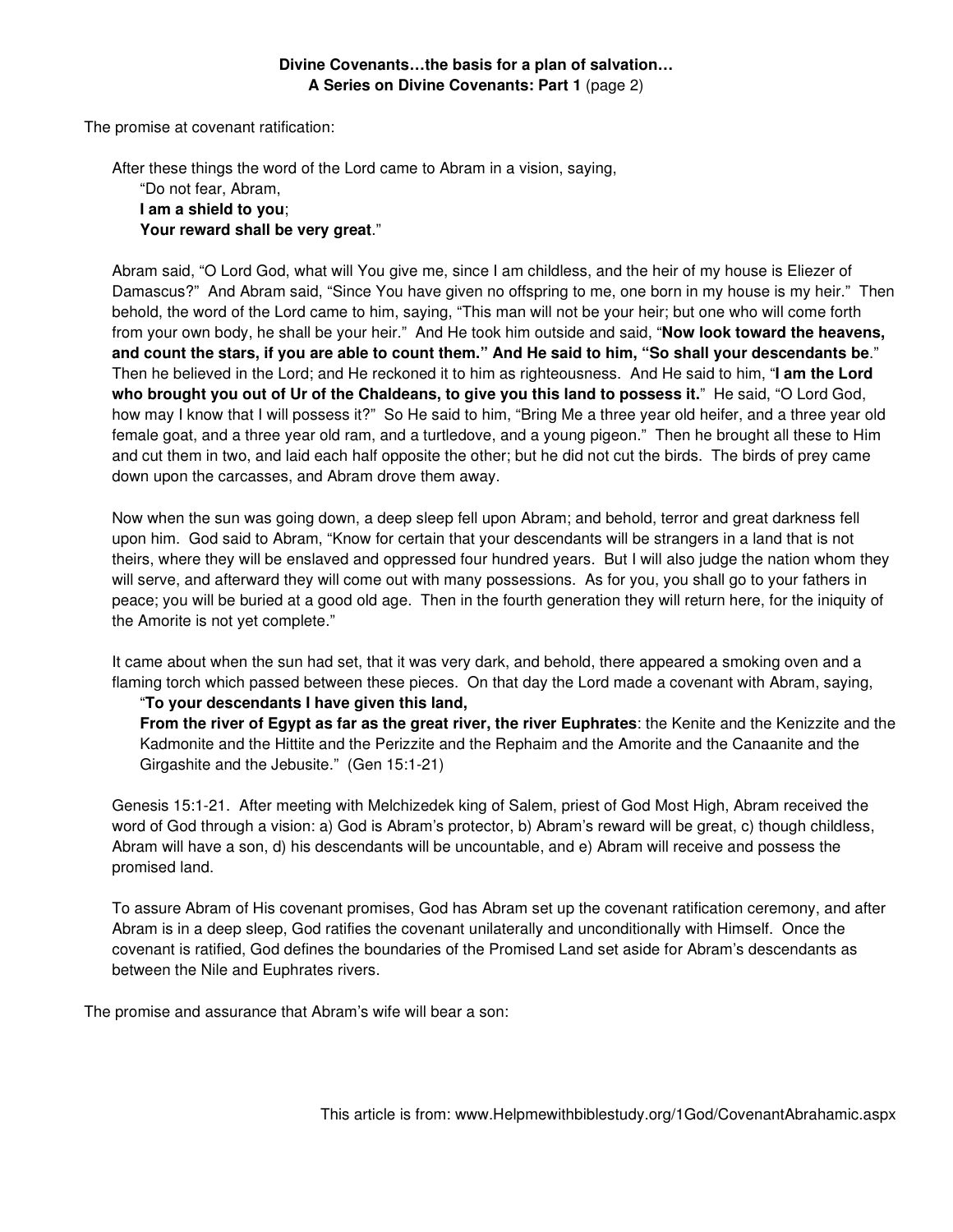The promise at covenant ratification:

> After these things the word of the Lord came to Abram in a vision, saying,
> "Do not fear, Abram,
> **I am a shield to you**;
> **Your reward shall be very great**."
>
> Abram said, "O Lord God, what will You give me, since I am childless, and the heir of my house is Eliezer of Damascus?" And Abram said, "Since You have given no offspring to me, one born in my house is my heir." Then behold, the word of the Lord came to him, saying, "This man will not be your heir; but one who will come forth from your own body, he shall be your heir." And He took him outside and said, "**Now look toward the heavens, and count the stars, if you are able to count them." And He said to him, "So shall your descendants be**." Then he believed in the Lord; and He reckoned it to him as righteousness. And He said to him, "**I am the Lord who brought you out of Ur of the Chaldeans, to give you this land to possess it.**" He said, "O Lord God, how may I know that I will possess it?" So He said to him, "Bring Me a three year old heifer, and a three year old female goat, and a three year old ram, and a turtledove, and a young pigeon." Then he brought all these to Him and cut them in two, and laid each half opposite the other; but he did not cut the birds. The birds of prey came down upon the carcasses, and Abram drove them away.
>
> Now when the sun was going down, a deep sleep fell upon Abram; and behold, terror and great darkness fell upon him. God said to Abram, "Know for certain that your descendants will be strangers in a land that is not theirs, where they will be enslaved and oppressed four hundred years. But I will also judge the nation whom they will serve, and afterward they will come out with many possessions. As for you, you shall go to your fathers in peace; you will be buried at a good old age. Then in the fourth generation they will return here, for the iniquity of the Amorite is not yet complete."
>
> It came about when the sun had set, that it was very dark, and behold, there appeared a smoking oven and a flaming torch which passed between these pieces. On that day the Lord made a covenant with Abram, saying,
> "**To your descendants I have given this land,**
> **From the river of Egypt as far as the great river, the river Euphrates**: the Kenite and the Kenizzite and the Kadmonite and the Hittite and the Perizzite and the Rephaim and the Amorite and the Canaanite and the Girgashite and the Jebusite." (Gen 15:1-21)

Genesis 15:1-21. After meeting with Melchizedek king of Salem, priest of God Most High, Abram received the word of God through a vision: a) God is Abram's protector, b) Abram's reward will be great, c) though childless, Abram will have a son, d) his descendants will be uncountable, and e) Abram will receive and possess the promised land.

To assure Abram of His covenant promises, God has Abram set up the covenant ratification ceremony, and after Abram is in a deep sleep, God ratifies the covenant unilaterally and unconditionally with Himself. Once the covenant is ratified, God defines the boundaries of the Promised Land set aside for Abram's descendants as between the Nile and Euphrates rivers.

The promise and assurance that Abram's wife will bear a son: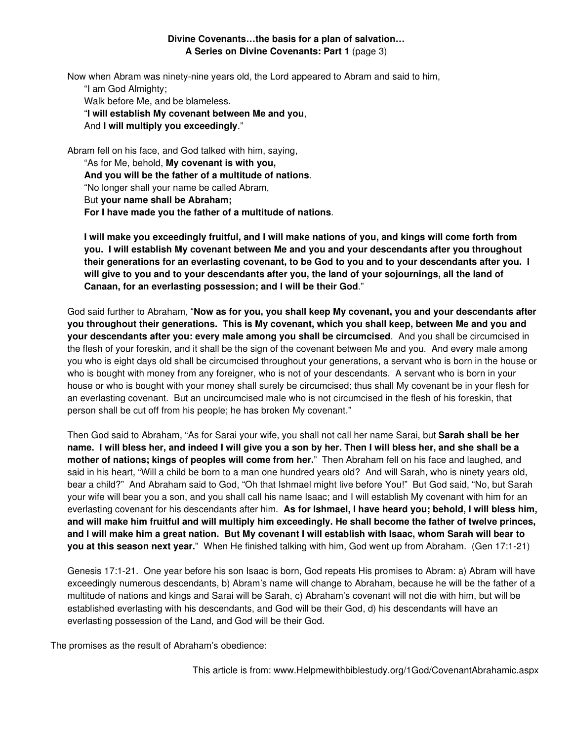Now when Abram was ninety-nine years old, the Lord appeared to Abram and said to him,

"I am God Almighty;  
Walk before Me, and be blameless.  
"**I will establish My covenant between Me and you**,  
And **I will multiply you exceedingly**."

Abram fell on his face, and God talked with him, saying,

"As for Me, behold, **My covenant is with you,**  
**And you will be the father of a multitude of nations**.  
"No longer shall your name be called Abram,  
But **your name shall be Abraham;**  
**For I have made you the father of a multitude of nations**.

**I will make you exceedingly fruitful, and I will make nations of you, and kings will come forth from you. I will establish My covenant between Me and you and your descendants after you throughout their generations for an everlasting covenant, to be God to you and to your descendants after you. I will give to you and to your descendants after you, the land of your sojournings, all the land of Canaan, for an everlasting possession; and I will be their God**."

God said further to Abraham, "**Now as for you, you shall keep My covenant, you and your descendants after you throughout their generations. This is My covenant, which you shall keep, between Me and you and your descendants after you: every male among you shall be circumcised**. And you shall be circumcised in the flesh of your foreskin, and it shall be the sign of the covenant between Me and you. And every male among you who is eight days old shall be circumcised throughout your generations, a servant who is born in the house or who is bought with money from any foreigner, who is not of your descendants. A servant who is born in your house or who is bought with your money shall surely be circumcised; thus shall My covenant be in your flesh for an everlasting covenant. But an uncircumcised male who is not circumcised in the flesh of his foreskin, that person shall be cut off from his people; he has broken My covenant."

Then God said to Abraham, "As for Sarai your wife, you shall not call her name Sarai, but **Sarah shall be her name. I will bless her, and indeed I will give you a son by her. Then I will bless her, and she shall be a mother of nations; kings of peoples will come from her.**" Then Abraham fell on his face and laughed, and said in his heart, "Will a child be born to a man one hundred years old? And will Sarah, who is ninety years old, bear a child?" And Abraham said to God, "Oh that Ishmael might live before You!" But God said, "No, but Sarah your wife will bear you a son, and you shall call his name Isaac; and I will establish My covenant with him for an everlasting covenant for his descendants after him. **As for Ishmael, I have heard you; behold, I will bless him, and will make him fruitful and will multiply him exceedingly. He shall become the father of twelve princes, and I will make him a great nation. But My covenant I will establish with Isaac, whom Sarah will bear to you at this season next year.**" When He finished talking with him, God went up from Abraham. (Gen 17:1-21)

Genesis 17:1-21. One year before his son Isaac is born, God repeats His promises to Abram: a) Abram will have exceedingly numerous descendants, b) Abram's name will change to Abraham, because he will be the father of a multitude of nations and kings and Sarai will be Sarah, c) Abraham's covenant will not die with him, but will be established everlasting with his descendants, and God will be their God, d) his descendants will have an everlasting possession of the Land, and God will be their God.

The promises as the result of Abraham's obedience: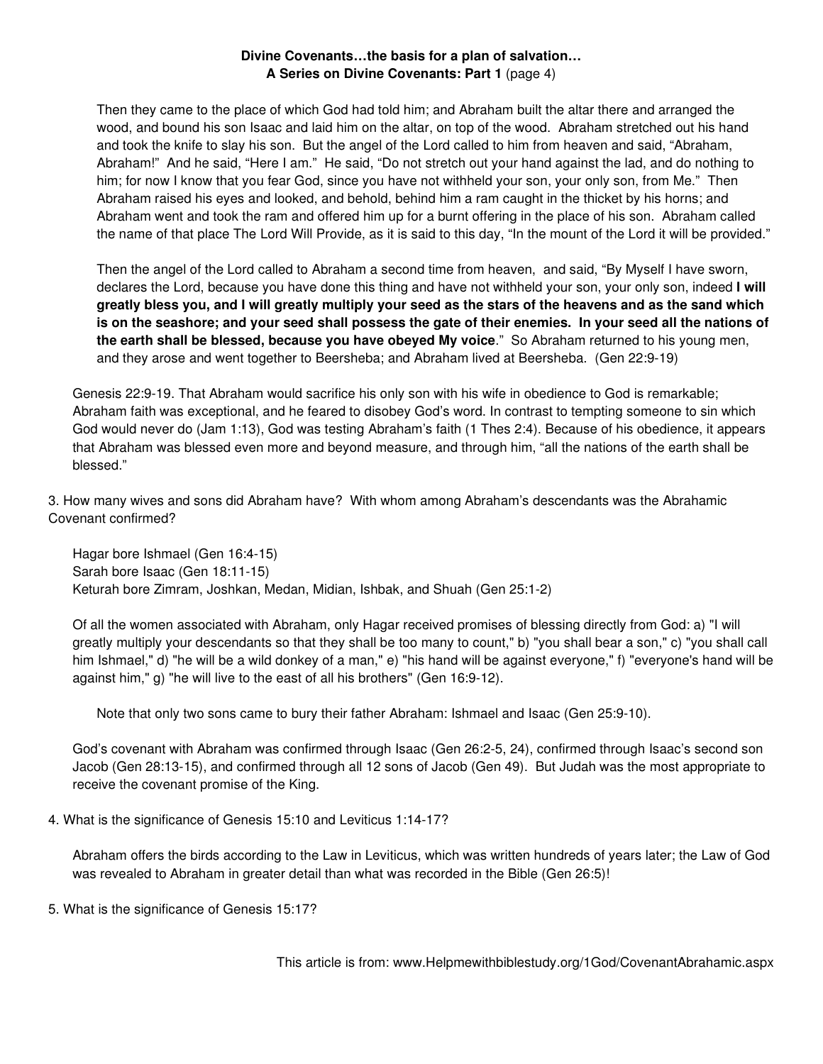Then they came to the place of which God had told him; and Abraham built the altar there and arranged the wood, and bound his son Isaac and laid him on the altar, on top of the wood. Abraham stretched out his hand and took the knife to slay his son. But the angel of the Lord called to him from heaven and said, "Abraham, Abraham!" And he said, "Here I am." He said, "Do not stretch out your hand against the lad, and do nothing to him; for now I know that you fear God, since you have not withheld your son, your only son, from Me." Then Abraham raised his eyes and looked, and behold, behind him a ram caught in the thicket by his horns; and Abraham went and took the ram and offered him up for a burnt offering in the place of his son. Abraham called the name of that place The Lord Will Provide, as it is said to this day, "In the mount of the Lord it will be provided."

Then the angel of the Lord called to Abraham a second time from heaven, and said, "By Myself I have sworn, declares the Lord, because you have done this thing and have not withheld your son, your only son, indeed **I will greatly bless you, and I will greatly multiply your seed as the stars of the heavens and as the sand which is on the seashore; and your seed shall possess the gate of their enemies. In your seed all the nations of the earth shall be blessed, because you have obeyed My voice**." So Abraham returned to his young men, and they arose and went together to Beersheba; and Abraham lived at Beersheba. (Gen 22:9-19)

Genesis 22:9-19. That Abraham would sacrifice his only son with his wife in obedience to God is remarkable; Abraham faith was exceptional, and he feared to disobey God's word. In contrast to tempting someone to sin which God would never do (Jam 1:13), God was testing Abraham's faith (1 Thes 2:4). Because of his obedience, it appears that Abraham was blessed even more and beyond measure, and through him, "all the nations of the earth shall be blessed."

3. How many wives and sons did Abraham have? With whom among Abraham's descendants was the Abrahamic Covenant confirmed?

Hagar bore Ishmael (Gen 16:4-15)
Sarah bore Isaac (Gen 18:11-15)
Keturah bore Zimram, Joshkan, Medan, Midian, Ishbak, and Shuah (Gen 25:1-2)

Of all the women associated with Abraham, only Hagar received promises of blessing directly from God: a) "I will greatly multiply your descendants so that they shall be too many to count," b) "you shall bear a son," c) "you shall call him Ishmael," d) "he will be a wild donkey of a man," e) "his hand will be against everyone," f) "everyone's hand will be against him," g) "he will live to the east of all his brothers" (Gen 16:9-12).

Note that only two sons came to bury their father Abraham: Ishmael and Isaac (Gen 25:9-10).

God's covenant with Abraham was confirmed through Isaac (Gen 26:2-5, 24), confirmed through Isaac's second son Jacob (Gen 28:13-15), and confirmed through all 12 sons of Jacob (Gen 49). But Judah was the most appropriate to receive the covenant promise of the King.

4. What is the significance of Genesis 15:10 and Leviticus 1:14-17?

Abraham offers the birds according to the Law in Leviticus, which was written hundreds of years later; the Law of God was revealed to Abraham in greater detail than what was recorded in the Bible (Gen 26:5)!

5. What is the significance of Genesis 15:17?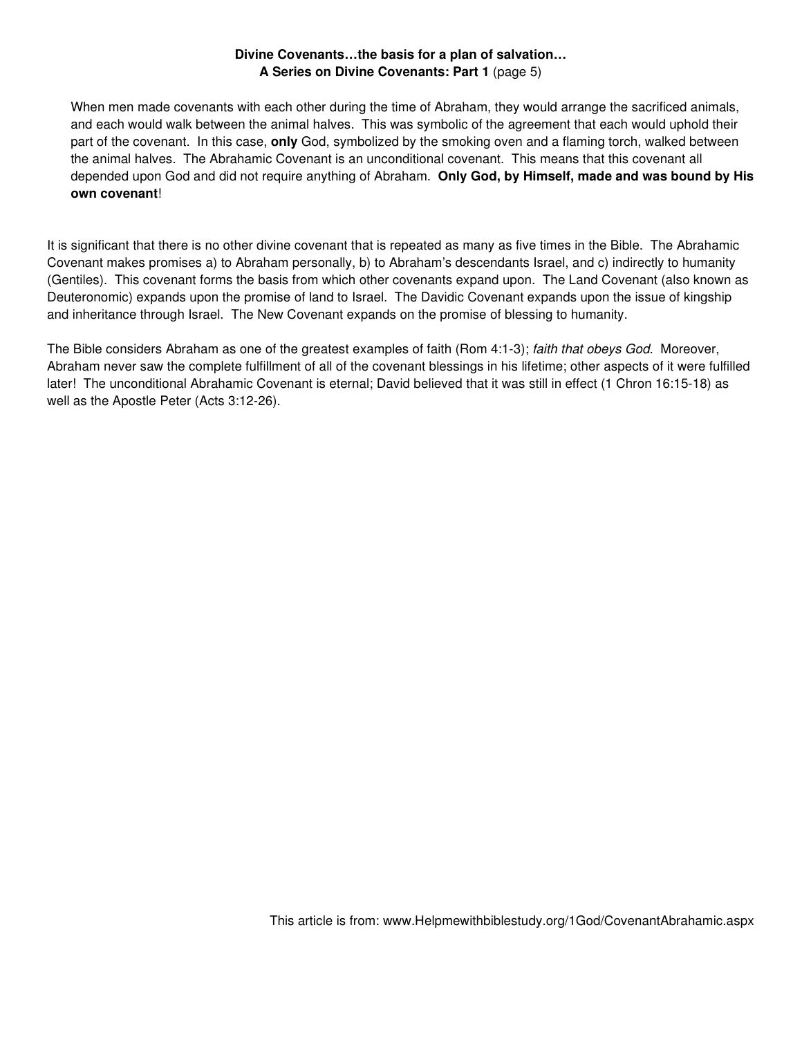When men made covenants with each other during the time of Abraham, they would arrange the sacrificed animals, and each would walk between the animal halves. This was symbolic of the agreement that each would uphold their part of the covenant. In this case, **only** God, symbolized by the smoking oven and a flaming torch, walked between the animal halves. The Abrahamic Covenant is an unconditional covenant. This means that this covenant all depended upon God and did not require anything of Abraham. **Only God, by Himself, made and was bound by His own covenant**!

It is significant that there is no other divine covenant that is repeated as many as five times in the Bible. The Abrahamic Covenant makes promises a) to Abraham personally, b) to Abraham's descendants Israel, and c) indirectly to humanity (Gentiles). This covenant forms the basis from which other covenants expand upon. The Land Covenant (also known as Deuteronomic) expands upon the promise of land to Israel. The Davidic Covenant expands upon the issue of kingship and inheritance through Israel. The New Covenant expands on the promise of blessing to humanity.

The Bible considers Abraham as one of the greatest examples of faith (Rom 4:1-3); *faith that obeys God*. Moreover, Abraham never saw the complete fulfillment of all of the covenant blessings in his lifetime; other aspects of it were fulfilled later! The unconditional Abrahamic Covenant is eternal; David believed that it was still in effect (1 Chron 16:15-18) as well as the Apostle Peter (Acts 3:12-26).

This article is from: www.Helpmewithbiblestudy.org/1God/CovenantAbrahamic.aspx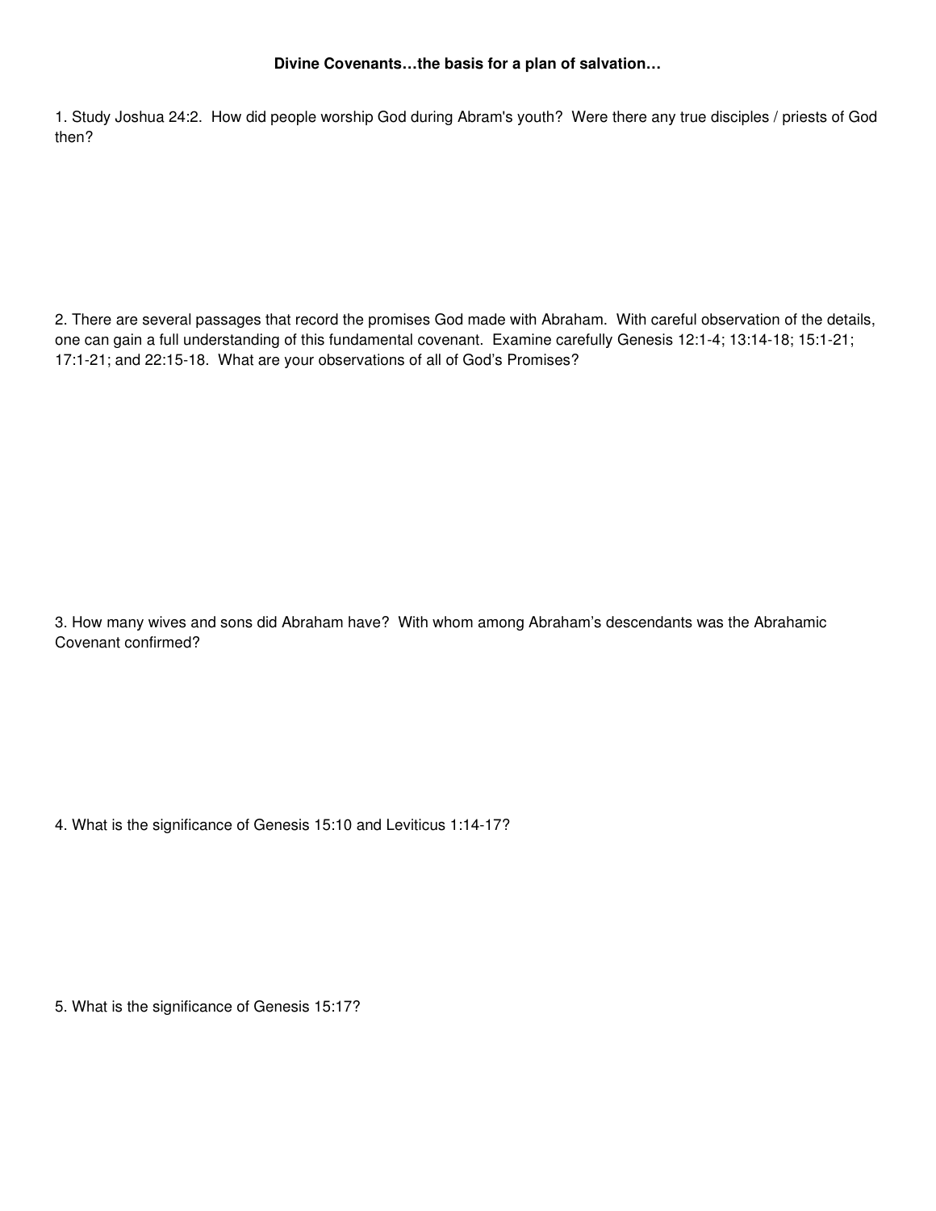**Divine Covenants…the basis for a plan of salvation…**

1. Study Joshua 24:2. How did people worship God during Abram's youth? Were there any true disciples / priests of God then?

2. There are several passages that record the promises God made with Abraham. With careful observation of the details, one can gain a full understanding of this fundamental covenant. Examine carefully Genesis 12:1-4; 13:14-18; 15:1-21; 17:1-21; and 22:15-18. What are your observations of all of God's Promises?

3. How many wives and sons did Abraham have? With whom among Abraham's descendants was the Abrahamic Covenant confirmed?

4. What is the significance of Genesis 15:10 and Leviticus 1:14-17?

5. What is the significance of Genesis 15:17?